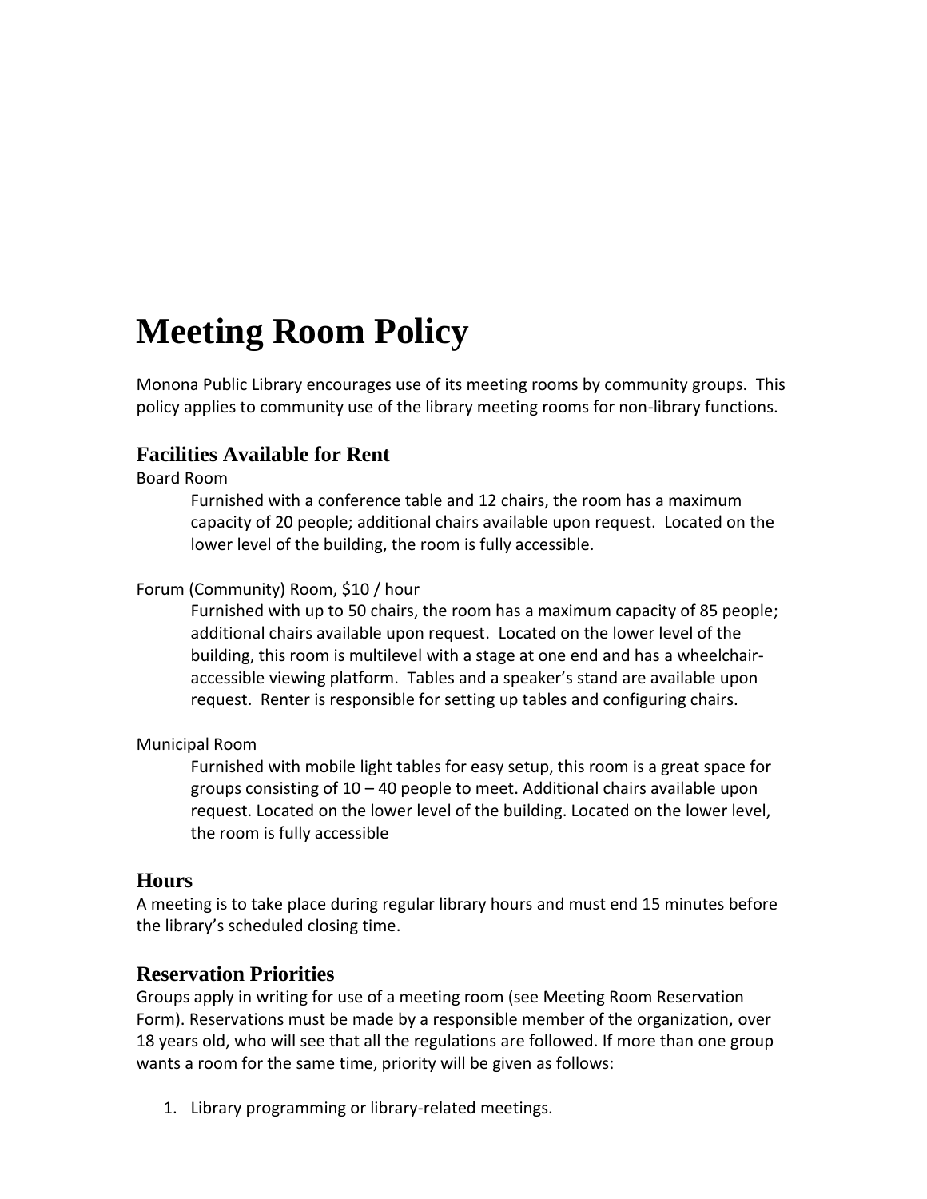# Meeting Room Policy

Monona Public Library encourages use of its meeting rooms by community groups. This policy applies to community use of the library meeting rooms for non-library functions.

## Facilities Available for Rent

Board Room

> Furnished with a conference table and 12 chairs, the room has a maximum capacity of 20 people; additional chairs available upon request. Located on the lower level of the building, the room is fully accessible.

Forum (Community) Room, $10 / hour

> Furnished with up to 50 chairs, the room has a maximum capacity of 85 people; additional chairs available upon request. Located on the lower level of the building, this room is multilevel with a stage at one end and has a wheelchair-accessible viewing platform. Tables and a speaker's stand are available upon request. Renter is responsible for setting up tables and configuring chairs.

Municipal Room

> Furnished with mobile light tables for easy setup, this room is a great space for groups consisting of 10 – 40 people to meet. Additional chairs available upon request. Located on the lower level of the building. Located on the lower level, the room is fully accessible

## Hours

A meeting is to take place during regular library hours and must end 15 minutes before the library's scheduled closing time.

## Reservation Priorities

Groups apply in writing for use of a meeting room (see Meeting Room Reservation Form). Reservations must be made by a responsible member of the organization, over 18 years old, who will see that all the regulations are followed. If more than one group wants a room for the same time, priority will be given as follows:

1. Library programming or library-related meetings.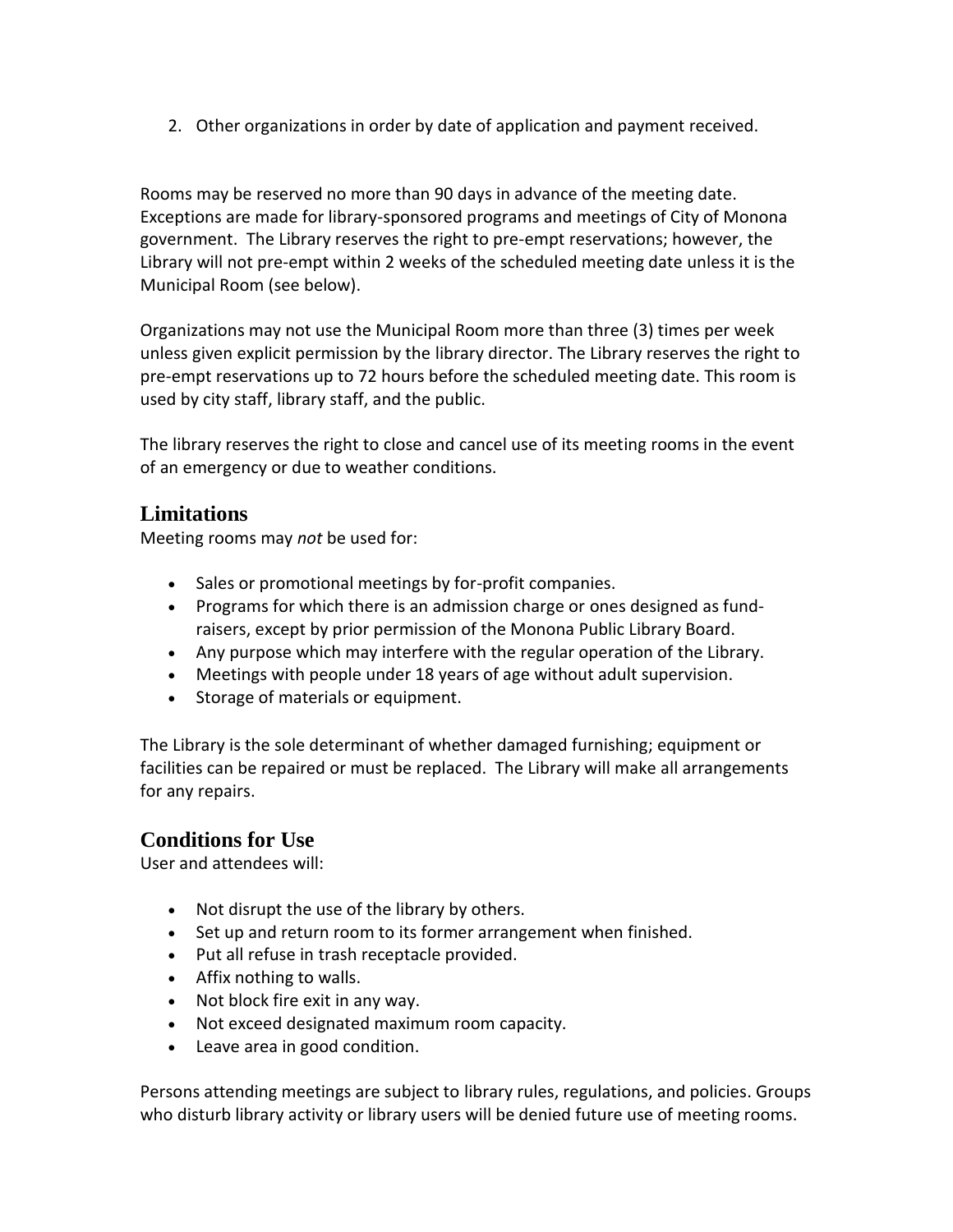2. Other organizations in order by date of application and payment received.

Rooms may be reserved no more than 90 days in advance of the meeting date. Exceptions are made for library-sponsored programs and meetings of City of Monona government. The Library reserves the right to pre-empt reservations; however, the Library will not pre-empt within 2 weeks of the scheduled meeting date unless it is the Municipal Room (see below).

Organizations may not use the Municipal Room more than three (3) times per week unless given explicit permission by the library director. The Library reserves the right to pre-empt reservations up to 72 hours before the scheduled meeting date. This room is used by city staff, library staff, and the public.

The library reserves the right to close and cancel use of its meeting rooms in the event of an emergency or due to weather conditions.

## Limitations

Meeting rooms may *not* be used for:

- Sales or promotional meetings by for-profit companies.
- Programs for which there is an admission charge or ones designed as fund-raisers, except by prior permission of the Monona Public Library Board.
- Any purpose which may interfere with the regular operation of the Library.
- Meetings with people under 18 years of age without adult supervision.
- Storage of materials or equipment.

The Library is the sole determinant of whether damaged furnishing; equipment or facilities can be repaired or must be replaced. The Library will make all arrangements for any repairs.

## Conditions for Use

User and attendees will:

- Not disrupt the use of the library by others.
- Set up and return room to its former arrangement when finished.
- Put all refuse in trash receptacle provided.
- Affix nothing to walls.
- Not block fire exit in any way.
- Not exceed designated maximum room capacity.
- Leave area in good condition.

Persons attending meetings are subject to library rules, regulations, and policies. Groups who disturb library activity or library users will be denied future use of meeting rooms.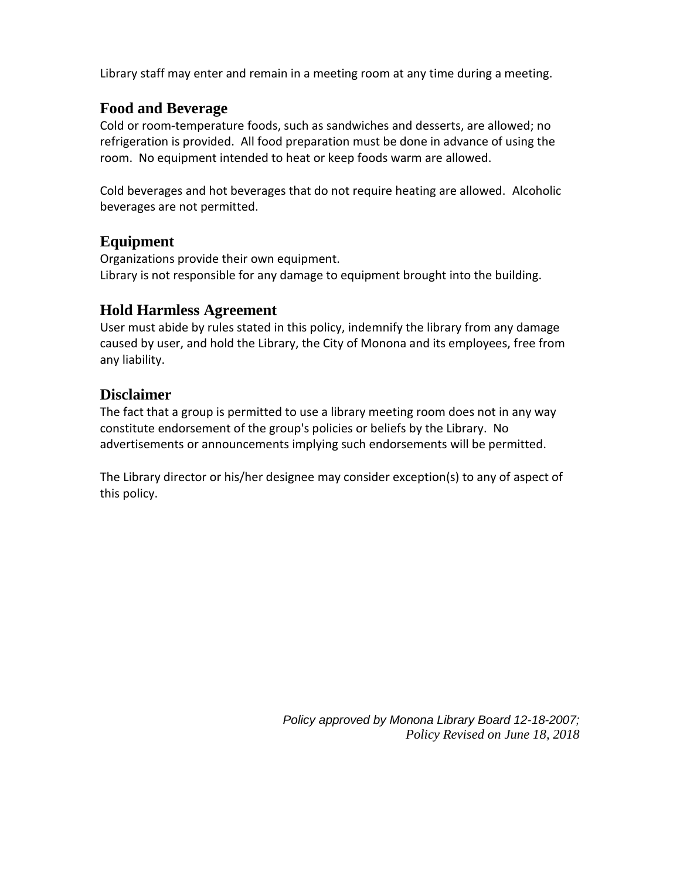Library staff may enter and remain in a meeting room at any time during a meeting.

## Food and Beverage

Cold or room-temperature foods, such as sandwiches and desserts, are allowed; no refrigeration is provided. All food preparation must be done in advance of using the room. No equipment intended to heat or keep foods warm are allowed.

Cold beverages and hot beverages that do not require heating are allowed. Alcoholic beverages are not permitted.

## Equipment

Organizations provide their own equipment.
Library is not responsible for any damage to equipment brought into the building.

## Hold Harmless Agreement

User must abide by rules stated in this policy, indemnify the library from any damage caused by user, and hold the Library, the City of Monona and its employees, free from any liability.

## Disclaimer

The fact that a group is permitted to use a library meeting room does not in any way constitute endorsement of the group's policies or beliefs by the Library. No advertisements or announcements implying such endorsements will be permitted.

The Library director or his/her designee may consider exception(s) to any of aspect of this policy.

*Policy approved by Monona Library Board 12-18-2007;*
*Policy Revised on June 18, 2018*